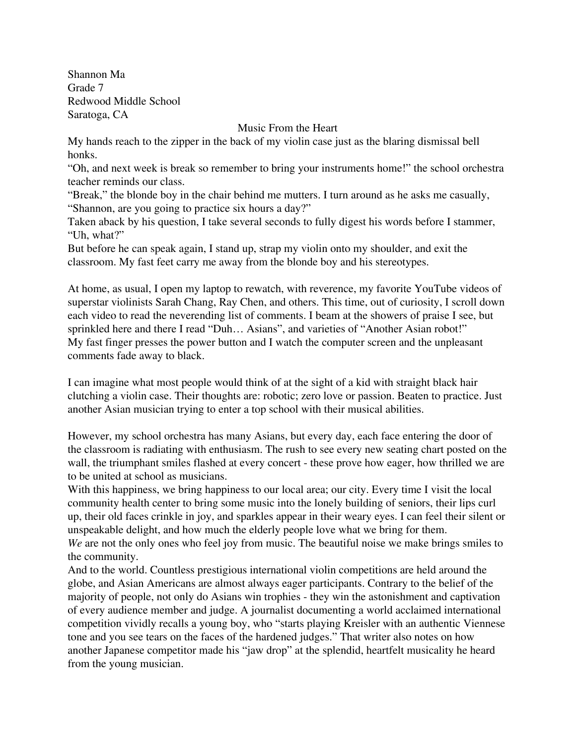Shannon Ma
Grade 7
Redwood Middle School
Saratoga, CA

# Music From the Heart

My hands reach to the zipper in the back of my violin case just as the blaring dismissal bell honks.

"Oh, and next week is break so remember to bring your instruments home!" the school orchestra teacher reminds our class.

"Break," the blonde boy in the chair behind me mutters. I turn around as he asks me casually, "Shannon, are you going to practice six hours a day?"

Taken aback by his question, I take several seconds to fully digest his words before I stammer, "Uh, what?"

But before he can speak again, I stand up, strap my violin onto my shoulder, and exit the classroom. My fast feet carry me away from the blonde boy and his stereotypes.

At home, as usual, I open my laptop to rewatch, with reverence, my favorite YouTube videos of superstar violinists Sarah Chang, Ray Chen, and others. This time, out of curiosity, I scroll down each video to read the neverending list of comments. I beam at the showers of praise I see, but sprinkled here and there I read "Duh… Asians", and varieties of "Another Asian robot!"

My fast finger presses the power button and I watch the computer screen and the unpleasant comments fade away to black.

I can imagine what most people would think of at the sight of a kid with straight black hair clutching a violin case. Their thoughts are: robotic; zero love or passion. Beaten to practice. Just another Asian musician trying to enter a top school with their musical abilities.

However, my school orchestra has many Asians, but every day, each face entering the door of the classroom is radiating with enthusiasm. The rush to see every new seating chart posted on the wall, the triumphant smiles flashed at every concert - these prove how eager, how thrilled we are to be united at school as musicians.

With this happiness, we bring happiness to our local area; our city. Every time I visit the local community health center to bring some music into the lonely building of seniors, their lips curl up, their old faces crinkle in joy, and sparkles appear in their weary eyes. I can feel their silent or unspeakable delight, and how much the elderly people love what we bring for them.

*We* are not the only ones who feel joy from music. The beautiful noise we make brings smiles to the community.

And to the world. Countless prestigious international violin competitions are held around the globe, and Asian Americans are almost always eager participants. Contrary to the belief of the majority of people, not only do Asians win trophies - they win the astonishment and captivation of every audience member and judge. A journalist documenting a world acclaimed international competition vividly recalls a young boy, who "starts playing Kreisler with an authentic Viennese tone and you see tears on the faces of the hardened judges." That writer also notes on how another Japanese competitor made his "jaw drop" at the splendid, heartfelt musicality he heard from the young musician.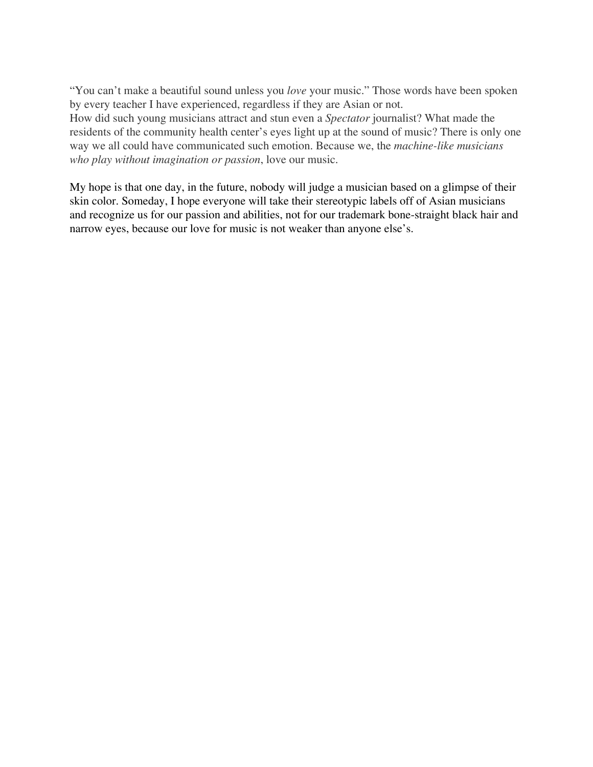“You can’t make a beautiful sound unless you *love* your music.” Those words have been spoken by every teacher I have experienced, regardless if they are Asian or not.
How did such young musicians attract and stun even a *Spectator* journalist? What made the residents of the community health center’s eyes light up at the sound of music? There is only one way we all could have communicated such emotion. Because we, the *machine-like musicians who play without imagination or passion*, love our music.

My hope is that one day, in the future, nobody will judge a musician based on a glimpse of their skin color. Someday, I hope everyone will take their stereotypic labels off of Asian musicians and recognize us for our passion and abilities, not for our trademark bone-straight black hair and narrow eyes, because our love for music is not weaker than anyone else’s.